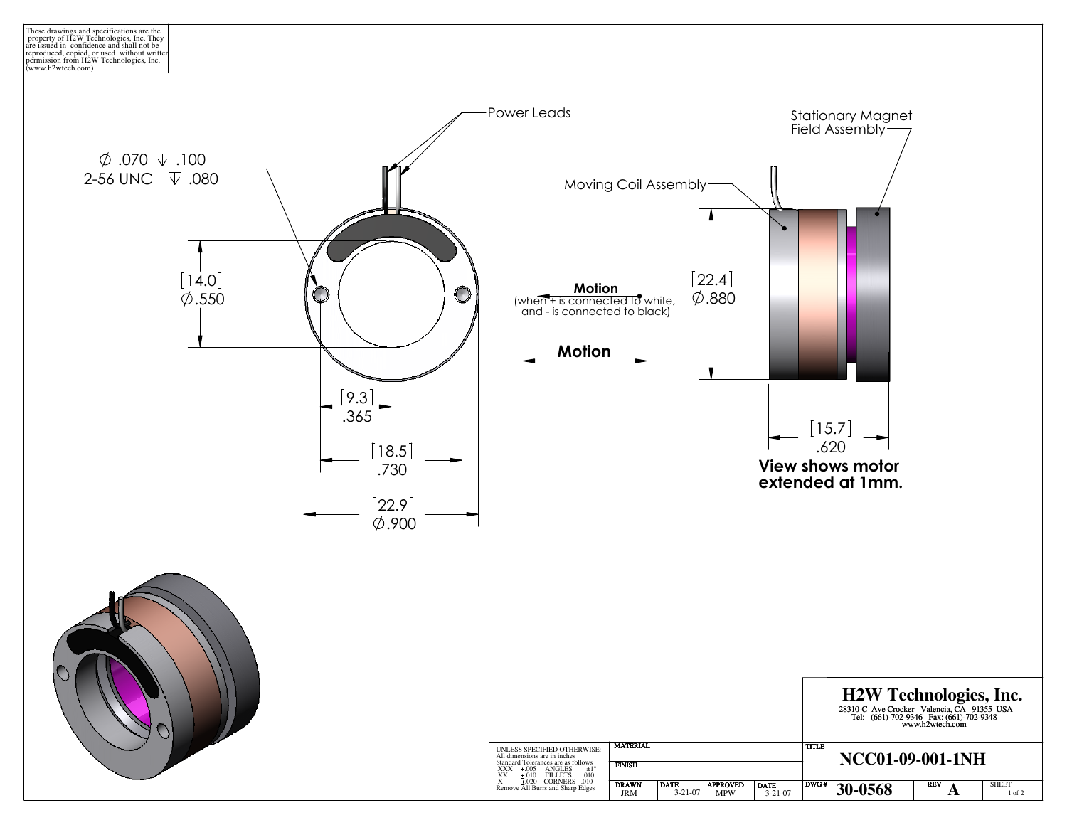These drawings and specifications are the property of H2W Technologies, Inc. They are issued in confidence and shall not be reproduced, copied, or used without written permission from H2W Technologies, Inc. (www.h2wtech.com)

Power Leads

⌀ .070 ↧ .100
2-56 UNC ↧ .080

[14.0]
⌀.550

[9.3]
.365

[18.5]
.730

[22.9]
⌀.900

**Motion**
(when + is connected to white, and - is connected to black)

**Motion**

Moving Coil Assembly

Stationary Magnet Field Assembly

[22.4]
⌀.880

[15.7]
.620

**View shows motor extended at 1mm.**

UNLESS SPECIFIED OTHERWISE:
All dimensions are in inches
Standard Tolerances are as follows

| | | | |
|---|---|---|---|
| .XXX | ±.005 | ANGLES | ±1° |
| .XX | ±.010 | FILLETS | .010 |
| .X | ±.020 | CORNERS | .010 |

Remove All Burrs and Sharp Edges

| MATERIAL | | | |
|---|---|---|---|
| FINISH | | | |
| DRAWN JRM | DATE 3-21-07 | APPROVED MPW | DATE 3-21-07 |

## H2W Technologies, Inc.

28310-C Ave Crocker Valencia, CA 91355 USA
Tel: (661)-702-9346 Fax: (661)-702-9348
www.h2wtech.com

| TITLE | | |
|---|---|---|
| **NCC01-09-001-1NH** | | |
| DWG # **30-0568** | REV **A** | SHEET 1 of 2 |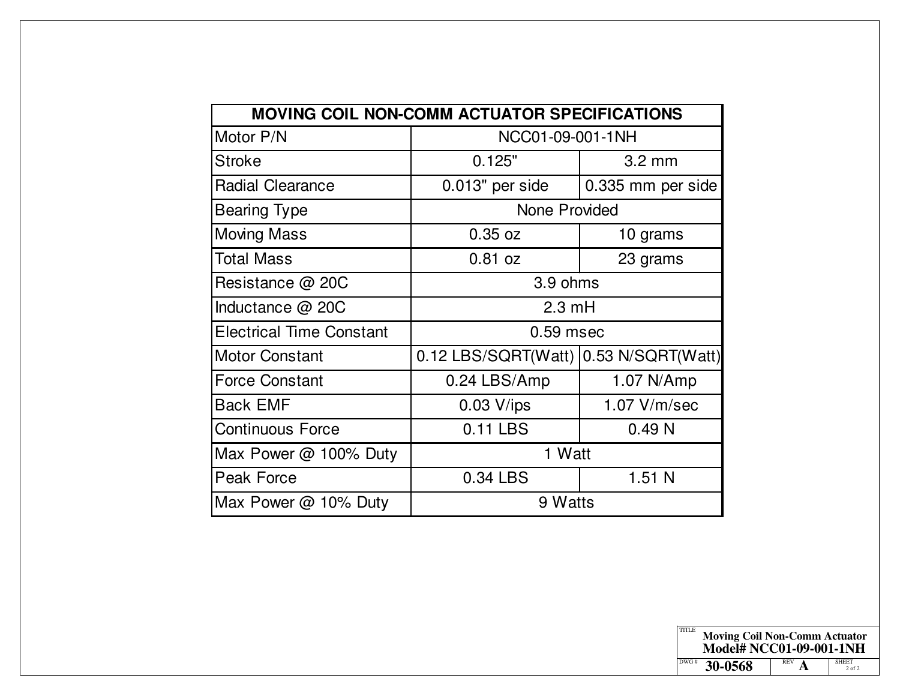| MOVING COIL NON-COMM ACTUATOR SPECIFICATIONS | | |
|---|---|---|
| Motor P/N | NCC01-09-001-1NH | |
| Stroke | 0.125" | 3.2 mm |
| Radial Clearance | 0.013" per side | 0.335 mm per side |
| Bearing Type | None Provided | |
| Moving Mass | 0.35 oz | 10 grams |
| Total Mass | 0.81 oz | 23 grams |
| Resistance @ 20C | 3.9 ohms | |
| Inductance @ 20C | 2.3 mH | |
| Electrical Time Constant | 0.59 msec | |
| Motor Constant | 0.12 LBS/SQRT(Watt) | 0.53 N/SQRT(Watt) |
| Force Constant | 0.24 LBS/Amp | 1.07 N/Amp |
| Back EMF | 0.03 V/ips | 1.07 V/m/sec |
| Continuous Force | 0.11 LBS | 0.49 N |
| Max Power @ 100% Duty | 1 Watt | |
| Peak Force | 0.34 LBS | 1.51 N |
| Max Power @ 10% Duty | 9 Watts | |

TITLE **Moving Coil Non-Comm Actuator Model# NCC01-09-001-1NH**

DWG # **30-0568** REV **A** SHEET 2 of 2